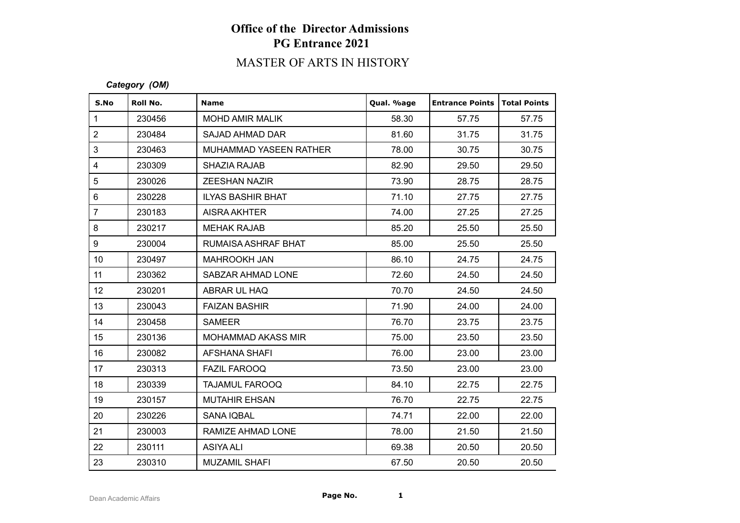# Office of the Director Admissions
# PG Entrance 2021

## MASTER OF ARTS IN HISTORY

***Category (OM)***

| S.No | Roll No. | Name | Qual. %age | Entrance Points | Total Points |
|---|---|---|---|---|---|
| 1 | 230456 | MOHD AMIR MALIK | 58.30 | 57.75 | 57.75 |
| 2 | 230484 | SAJAD AHMAD DAR | 81.60 | 31.75 | 31.75 |
| 3 | 230463 | MUHAMMAD YASEEN RATHER | 78.00 | 30.75 | 30.75 |
| 4 | 230309 | SHAZIA RAJAB | 82.90 | 29.50 | 29.50 |
| 5 | 230026 | ZEESHAN NAZIR | 73.90 | 28.75 | 28.75 |
| 6 | 230228 | ILYAS BASHIR BHAT | 71.10 | 27.75 | 27.75 |
| 7 | 230183 | AISRA AKHTER | 74.00 | 27.25 | 27.25 |
| 8 | 230217 | MEHAK RAJAB | 85.20 | 25.50 | 25.50 |
| 9 | 230004 | RUMAISA ASHRAF BHAT | 85.00 | 25.50 | 25.50 |
| 10 | 230497 | MAHROOKH JAN | 86.10 | 24.75 | 24.75 |
| 11 | 230362 | SABZAR AHMAD LONE | 72.60 | 24.50 | 24.50 |
| 12 | 230201 | ABRAR UL HAQ | 70.70 | 24.50 | 24.50 |
| 13 | 230043 | FAIZAN BASHIR | 71.90 | 24.00 | 24.00 |
| 14 | 230458 | SAMEER | 76.70 | 23.75 | 23.75 |
| 15 | 230136 | MOHAMMAD AKASS MIR | 75.00 | 23.50 | 23.50 |
| 16 | 230082 | AFSHANA SHAFI | 76.00 | 23.00 | 23.00 |
| 17 | 230313 | FAZIL FAROOQ | 73.50 | 23.00 | 23.00 |
| 18 | 230339 | TAJAMUL FAROOQ | 84.10 | 22.75 | 22.75 |
| 19 | 230157 | MUTAHIR EHSAN | 76.70 | 22.75 | 22.75 |
| 20 | 230226 | SANA IQBAL | 74.71 | 22.00 | 22.00 |
| 21 | 230003 | RAMIZE AHMAD LONE | 78.00 | 21.50 | 21.50 |
| 22 | 230111 | ASIYA ALI | 69.38 | 20.50 | 20.50 |
| 23 | 230310 | MUZAMIL SHAFI | 67.50 | 20.50 | 20.50 |

Dean Academic Affairs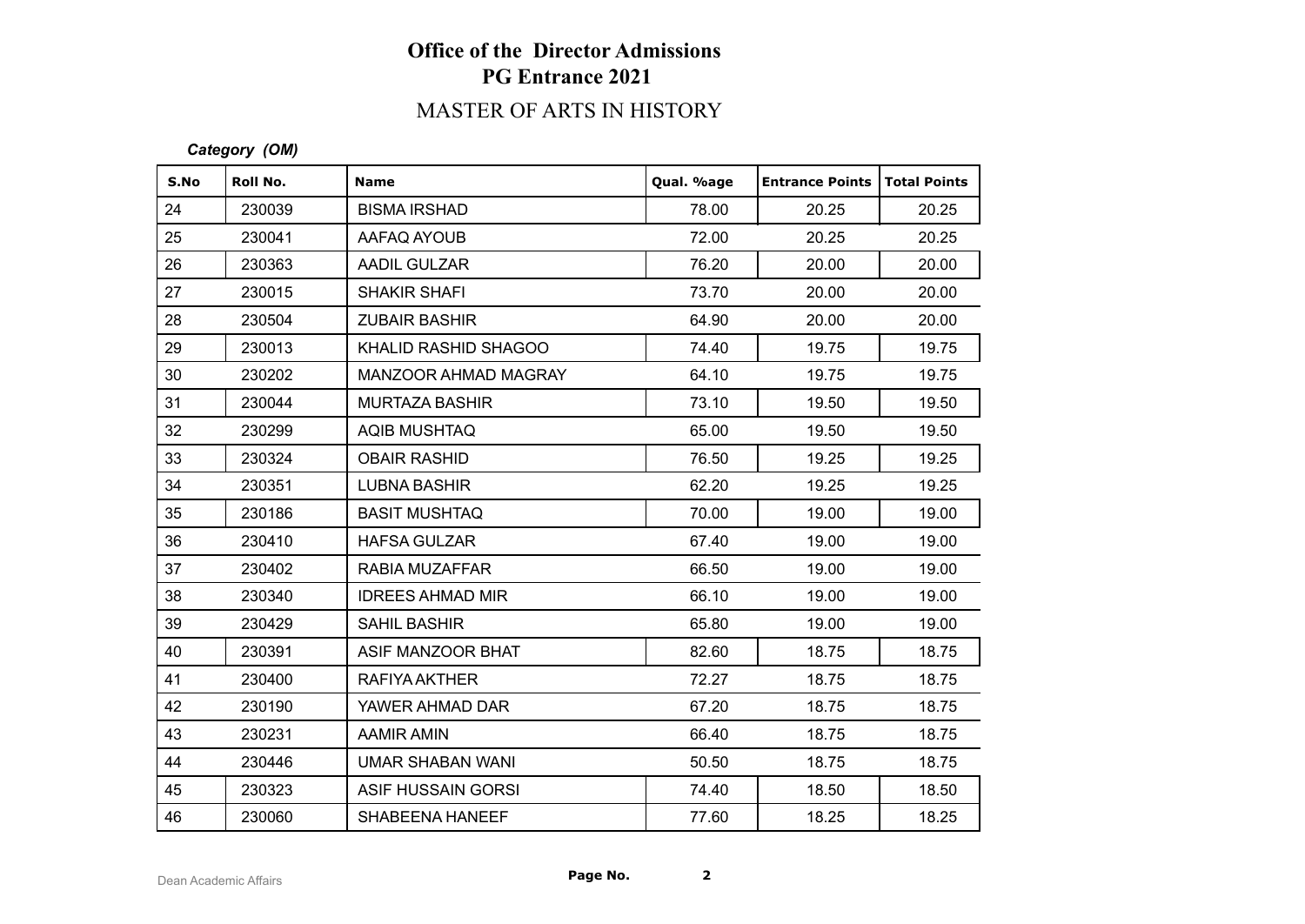# Office of the Director Admissions
## PG Entrance 2021

### MASTER OF ARTS IN HISTORY

***Category (OM)***

| S.No | Roll No. | Name | Qual. %age | Entrance Points | Total Points |
|---|---|---|---|---|---|
| 24 | 230039 | BISMA IRSHAD | 78.00 | 20.25 | 20.25 |
| 25 | 230041 | AAFAQ AYOUB | 72.00 | 20.25 | 20.25 |
| 26 | 230363 | AADIL GULZAR | 76.20 | 20.00 | 20.00 |
| 27 | 230015 | SHAKIR SHAFI | 73.70 | 20.00 | 20.00 |
| 28 | 230504 | ZUBAIR BASHIR | 64.90 | 20.00 | 20.00 |
| 29 | 230013 | KHALID RASHID SHAGOO | 74.40 | 19.75 | 19.75 |
| 30 | 230202 | MANZOOR AHMAD MAGRAY | 64.10 | 19.75 | 19.75 |
| 31 | 230044 | MURTAZA BASHIR | 73.10 | 19.50 | 19.50 |
| 32 | 230299 | AQIB MUSHTAQ | 65.00 | 19.50 | 19.50 |
| 33 | 230324 | OBAIR RASHID | 76.50 | 19.25 | 19.25 |
| 34 | 230351 | LUBNA BASHIR | 62.20 | 19.25 | 19.25 |
| 35 | 230186 | BASIT MUSHTAQ | 70.00 | 19.00 | 19.00 |
| 36 | 230410 | HAFSA GULZAR | 67.40 | 19.00 | 19.00 |
| 37 | 230402 | RABIA MUZAFFAR | 66.50 | 19.00 | 19.00 |
| 38 | 230340 | IDREES AHMAD MIR | 66.10 | 19.00 | 19.00 |
| 39 | 230429 | SAHIL BASHIR | 65.80 | 19.00 | 19.00 |
| 40 | 230391 | ASIF MANZOOR BHAT | 82.60 | 18.75 | 18.75 |
| 41 | 230400 | RAFIYA AKTHER | 72.27 | 18.75 | 18.75 |
| 42 | 230190 | YAWER AHMAD DAR | 67.20 | 18.75 | 18.75 |
| 43 | 230231 | AAMIR AMIN | 66.40 | 18.75 | 18.75 |
| 44 | 230446 | UMAR SHABAN WANI | 50.50 | 18.75 | 18.75 |
| 45 | 230323 | ASIF HUSSAIN GORSI | 74.40 | 18.50 | 18.50 |
| 46 | 230060 | SHABEENA HANEEF | 77.60 | 18.25 | 18.25 |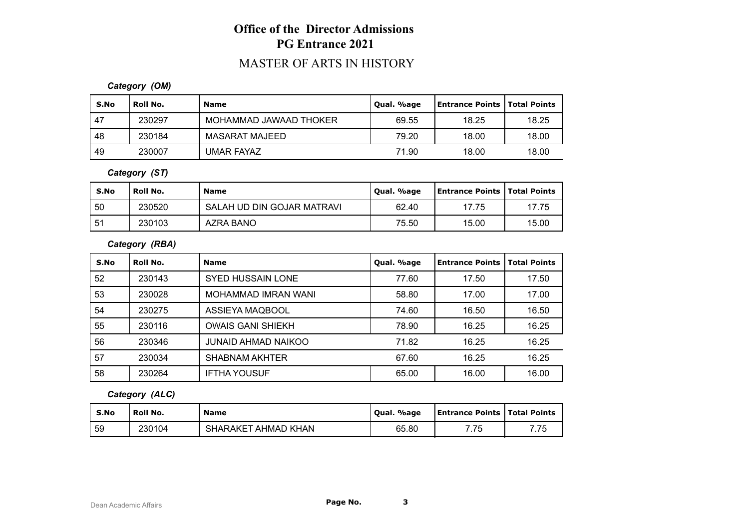# Office of the Director Admissions
# PG Entrance 2021

## MASTER OF ARTS IN HISTORY

***Category (OM)***

| S.No | Roll No. | Name | Qual. %age | Entrance Points | Total Points |
|---|---|---|---|---|---|
| 47 | 230297 | MOHAMMAD JAWAAD THOKER | 69.55 | 18.25 | 18.25 |
| 48 | 230184 | MASARAT MAJEED | 79.20 | 18.00 | 18.00 |
| 49 | 230007 | UMAR FAYAZ | 71.90 | 18.00 | 18.00 |

***Category (ST)***

| S.No | Roll No. | Name | Qual. %age | Entrance Points | Total Points |
|---|---|---|---|---|---|
| 50 | 230520 | SALAH UD DIN GOJAR MATRAVI | 62.40 | 17.75 | 17.75 |
| 51 | 230103 | AZRA BANO | 75.50 | 15.00 | 15.00 |

***Category (RBA)***

| S.No | Roll No. | Name | Qual. %age | Entrance Points | Total Points |
|---|---|---|---|---|---|
| 52 | 230143 | SYED HUSSAIN LONE | 77.60 | 17.50 | 17.50 |
| 53 | 230028 | MOHAMMAD IMRAN WANI | 58.80 | 17.00 | 17.00 |
| 54 | 230275 | ASSIEYA MAQBOOL | 74.60 | 16.50 | 16.50 |
| 55 | 230116 | OWAIS GANI SHIEKH | 78.90 | 16.25 | 16.25 |
| 56 | 230346 | JUNAID AHMAD NAIKOO | 71.82 | 16.25 | 16.25 |
| 57 | 230034 | SHABNAM AKHTER | 67.60 | 16.25 | 16.25 |
| 58 | 230264 | IFTHA YOUSUF | 65.00 | 16.00 | 16.00 |

***Category (ALC)***

| S.No | Roll No. | Name | Qual. %age | Entrance Points | Total Points |
|---|---|---|---|---|---|
| 59 | 230104 | SHARAKET AHMAD KHAN | 65.80 | 7.75 | 7.75 |

Dean Academic Affairs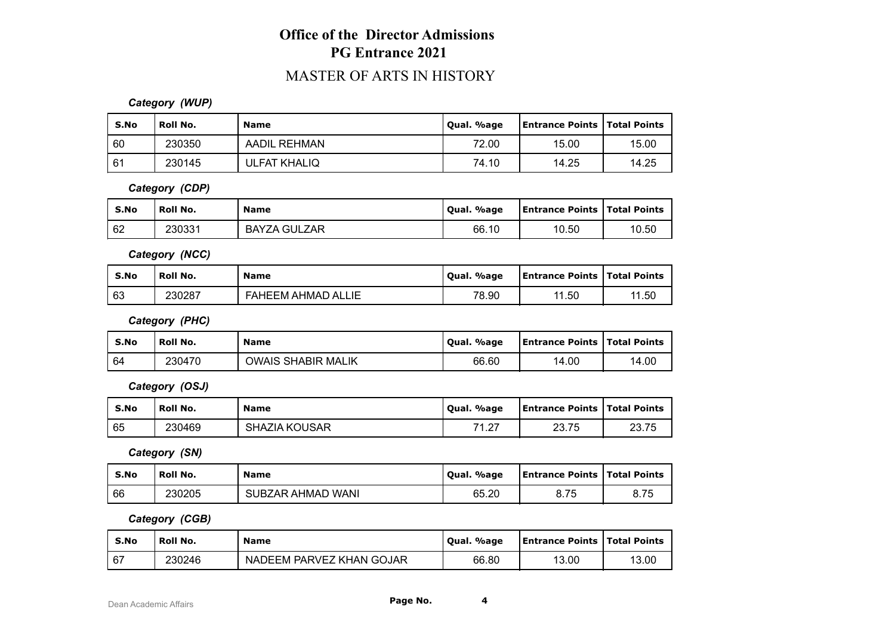# Office of the Director Admissions
## PG Entrance 2021
## MASTER OF ARTS IN HISTORY

***Category (WUP)***

| S.No | Roll No. | Name | Qual. %age | Entrance Points | Total Points |
|---|---|---|---|---|---|
| 60 | 230350 | AADIL REHMAN | 72.00 | 15.00 | 15.00 |
| 61 | 230145 | ULFAT KHALIQ | 74.10 | 14.25 | 14.25 |

***Category (CDP)***

| S.No | Roll No. | Name | Qual. %age | Entrance Points | Total Points |
|---|---|---|---|---|---|
| 62 | 230331 | BAYZA GULZAR | 66.10 | 10.50 | 10.50 |

***Category (NCC)***

| S.No | Roll No. | Name | Qual. %age | Entrance Points | Total Points |
|---|---|---|---|---|---|
| 63 | 230287 | FAHEEM AHMAD ALLIE | 78.90 | 11.50 | 11.50 |

***Category (PHC)***

| S.No | Roll No. | Name | Qual. %age | Entrance Points | Total Points |
|---|---|---|---|---|---|
| 64 | 230470 | OWAIS SHABIR MALIK | 66.60 | 14.00 | 14.00 |

***Category (OSJ)***

| S.No | Roll No. | Name | Qual. %age | Entrance Points | Total Points |
|---|---|---|---|---|---|
| 65 | 230469 | SHAZIA KOUSAR | 71.27 | 23.75 | 23.75 |

***Category (SN)***

| S.No | Roll No. | Name | Qual. %age | Entrance Points | Total Points |
|---|---|---|---|---|---|
| 66 | 230205 | SUBZAR AHMAD WANI | 65.20 | 8.75 | 8.75 |

***Category (CGB)***

| S.No | Roll No. | Name | Qual. %age | Entrance Points | Total Points |
|---|---|---|---|---|---|
| 67 | 230246 | NADEEM PARVEZ KHAN GOJAR | 66.80 | 13.00 | 13.00 |

Dean Academic Affairs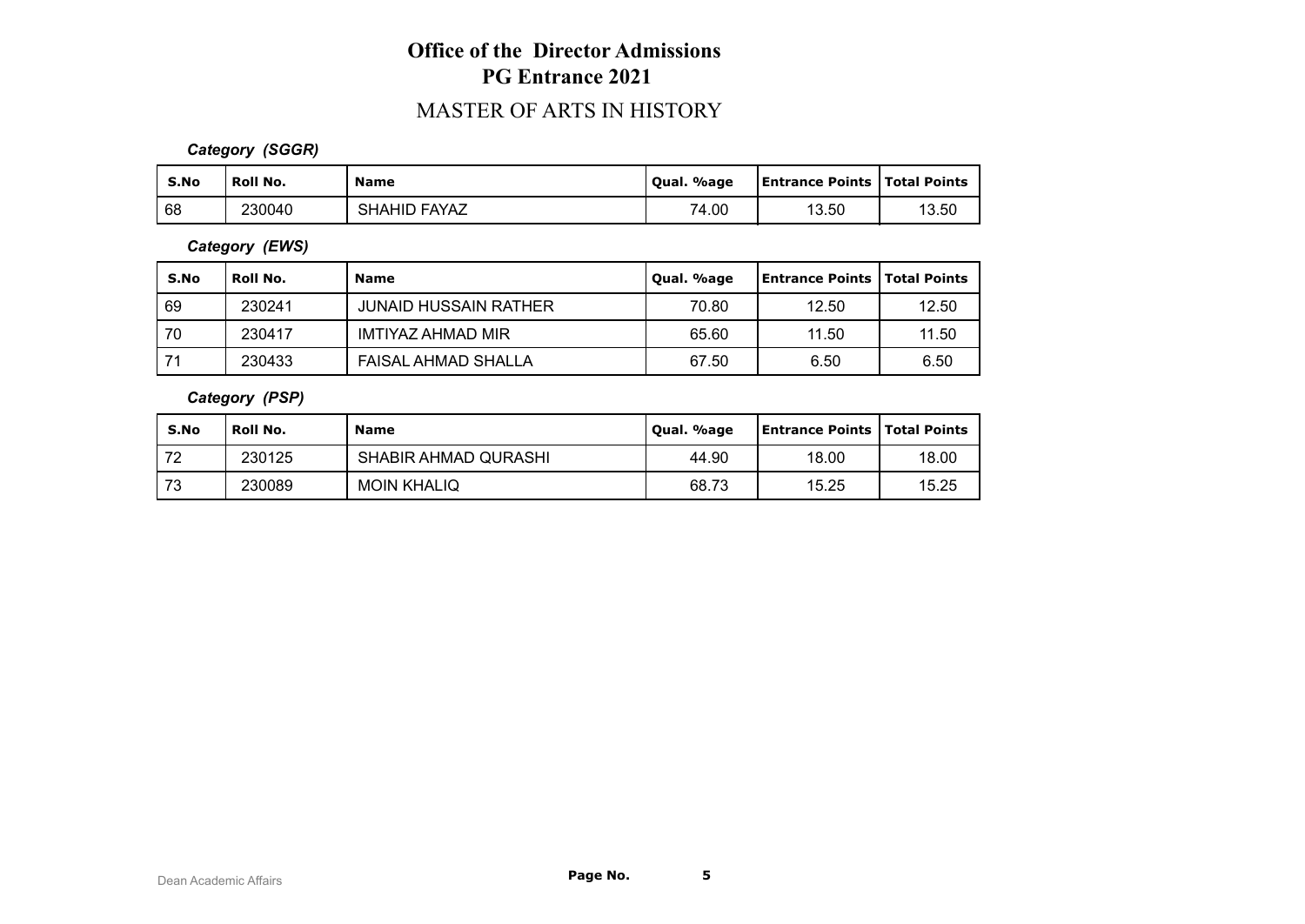# Office of the Director Admissions
# PG Entrance 2021

## MASTER OF ARTS IN HISTORY

***Category (SGGR)***

| S.No | Roll No. | Name | Qual. %age | Entrance Points | Total Points |
|---|---|---|---|---|---|
| 68 | 230040 | SHAHID FAYAZ | 74.00 | 13.50 | 13.50 |

***Category (EWS)***

| S.No | Roll No. | Name | Qual. %age | Entrance Points | Total Points |
|---|---|---|---|---|---|
| 69 | 230241 | JUNAID HUSSAIN RATHER | 70.80 | 12.50 | 12.50 |
| 70 | 230417 | IMTIYAZ AHMAD MIR | 65.60 | 11.50 | 11.50 |
| 71 | 230433 | FAISAL AHMAD SHALLA | 67.50 | 6.50 | 6.50 |

***Category (PSP)***

| S.No | Roll No. | Name | Qual. %age | Entrance Points | Total Points |
|---|---|---|---|---|---|
| 72 | 230125 | SHABIR AHMAD QURASHI | 44.90 | 18.00 | 18.00 |
| 73 | 230089 | MOIN KHALIQ | 68.73 | 15.25 | 15.25 |

Dean Academic Affairs